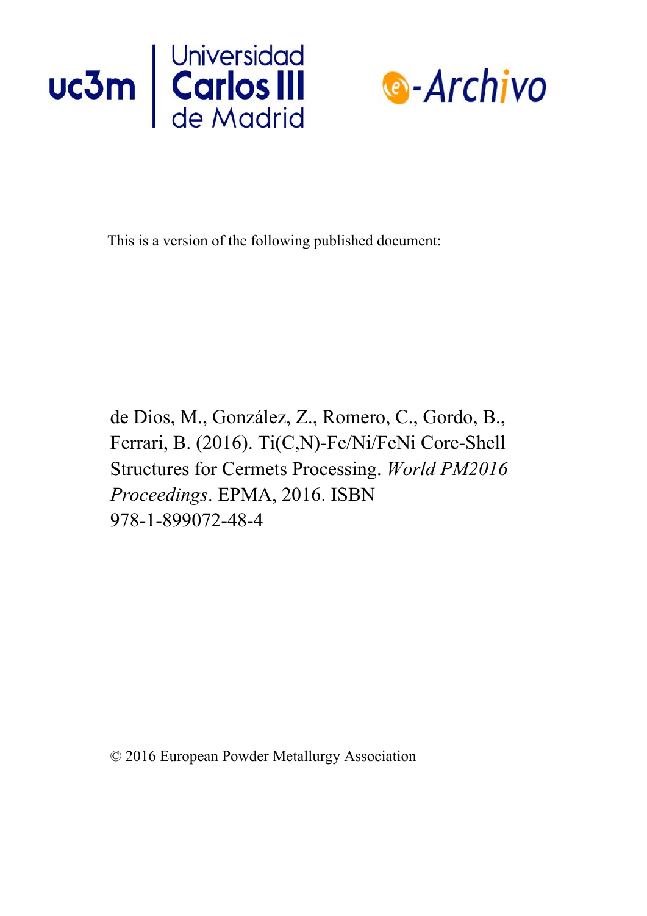Universidad Carlos III de Madrid

e-Archivo

This is a version of the following published document:

de Dios, M., González, Z., Romero, C., Gordo, B., Ferrari, B. (2016). Ti(C,N)-Fe/Ni/FeNi Core-Shell Structures for Cermets Processing. *World PM2016 Proceedings*. EPMA, 2016. ISBN 978-1-899072-48-4

© 2016 European Powder Metallurgy Association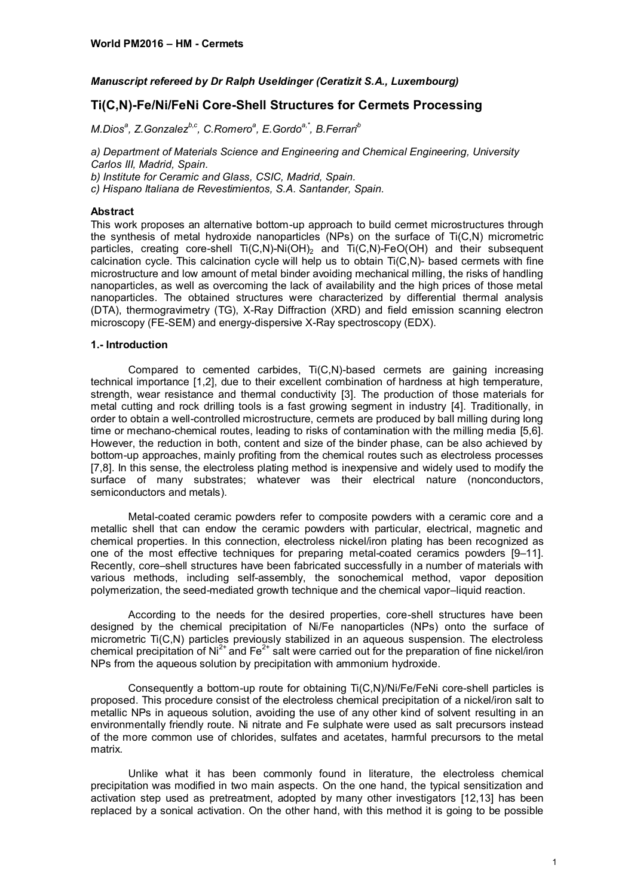**World PM2016 – HM - Cermets**

***Manuscript refereed by Dr Ralph Useldinger (Ceratizit S.A., Luxembourg)***

## Ti(C,N)-Fe/Ni/FeNi Core-Shell Structures for Cermets Processing

*M.Dios[a], Z.Gonzalez[b,c], C.Romero[a], E.Gordo[a,*], B.Ferrari[b]*

*a) Department of Materials Science and Engineering and Chemical Engineering, University Carlos III, Madrid, Spain.*
*b) Institute for Ceramic and Glass, CSIC, Madrid, Spain.*
*c) Hispano Italiana de Revestimientos, S.A. Santander, Spain.*

### Abstract

This work proposes an alternative bottom-up approach to build cermet microstructures through the synthesis of metal hydroxide nanoparticles (NPs) on the surface of Ti(C,N) micrometric particles, creating core-shell Ti(C,N)-$Ni(OH)_2$ and Ti(C,N)-FeO(OH) and their subsequent calcination cycle. This calcination cycle will help us to obtain Ti(C,N)- based cermets with fine microstructure and low amount of metal binder avoiding mechanical milling, the risks of handling nanoparticles, as well as overcoming the lack of availability and the high prices of those metal nanoparticles. The obtained structures were characterized by differential thermal analysis (DTA), thermogravimetry (TG), X-Ray Diffraction (XRD) and field emission scanning electron microscopy (FE-SEM) and energy-dispersive X-Ray spectroscopy (EDX).

### 1.- Introduction

Compared to cemented carbides, Ti(C,N)-based cermets are gaining increasing technical importance [1,2], due to their excellent combination of hardness at high temperature, strength, wear resistance and thermal conductivity [3]. The production of those materials for metal cutting and rock drilling tools is a fast growing segment in industry [4]. Traditionally, in order to obtain a well-controlled microstructure, cermets are produced by ball milling during long time or mechano-chemical routes, leading to risks of contamination with the milling media [5,6]. However, the reduction in both, content and size of the binder phase, can be also achieved by bottom-up approaches, mainly profiting from the chemical routes such as electroless processes [7,8]. In this sense, the electroless plating method is inexpensive and widely used to modify the surface of many substrates; whatever was their electrical nature (nonconductors, semiconductors and metals).

Metal-coated ceramic powders refer to composite powders with a ceramic core and a metallic shell that can endow the ceramic powders with particular, electrical, magnetic and chemical properties. In this connection, electroless nickel/iron plating has been recognized as one of the most effective techniques for preparing metal-coated ceramics powders [9–11]. Recently, core–shell structures have been fabricated successfully in a number of materials with various methods, including self-assembly, the sonochemical method, vapor deposition polymerization, the seed-mediated growth technique and the chemical vapor–liquid reaction.

According to the needs for the desired properties, core-shell structures have been designed by the chemical precipitation of Ni/Fe nanoparticles (NPs) onto the surface of micrometric Ti(C,N) particles previously stabilized in an aqueous suspension. The electroless chemical precipitation of $Ni^{2+}$ and $Fe^{2+}$ salt were carried out for the preparation of fine nickel/iron NPs from the aqueous solution by precipitation with ammonium hydroxide.

Consequently a bottom-up route for obtaining Ti(C,N)/Ni/Fe/FeNi core-shell particles is proposed. This procedure consist of the electroless chemical precipitation of a nickel/iron salt to metallic NPs in aqueous solution, avoiding the use of any other kind of solvent resulting in an environmentally friendly route. Ni nitrate and Fe sulphate were used as salt precursors instead of the more common use of chlorides, sulfates and acetates, harmful precursors to the metal matrix.

Unlike what it has been commonly found in literature, the electroless chemical precipitation was modified in two main aspects. On the one hand, the typical sensitization and activation step used as pretreatment, adopted by many other investigators [12,13] has been replaced by a sonical activation. On the other hand, with this method it is going to be possible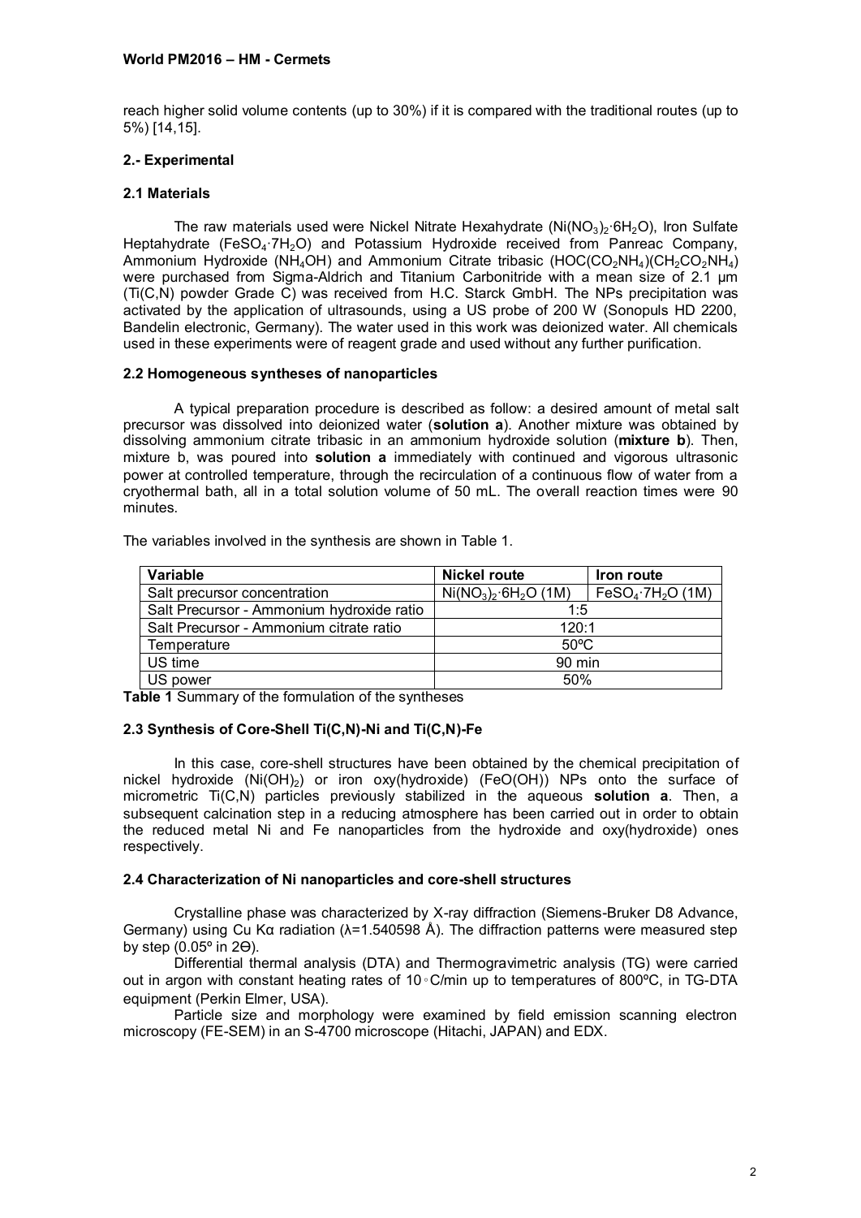reach higher solid volume contents (up to 30%) if it is compared with the traditional routes (up to 5%) [14,15].

## 2.- Experimental

### 2.1 Materials

The raw materials used were Nickel Nitrate Hexahydrate ($Ni(NO_3)_2{\cdot}6H_2O$), Iron Sulfate Heptahydrate ($FeSO_4{\cdot}7H_2O$) and Potassium Hydroxide received from Panreac Company, Ammonium Hydroxide ($NH_4OH$) and Ammonium Citrate tribasic ($HOC(CO_2NH_4)(CH_2CO_2NH_4)$) were purchased from Sigma-Aldrich and Titanium Carbonitride with a mean size of 2.1 µm (Ti(C,N) powder Grade C) was received from H.C. Starck GmbH. The NPs precipitation was activated by the application of ultrasounds, using a US probe of 200 W (Sonopuls HD 2200, Bandelin electronic, Germany). The water used in this work was deionized water. All chemicals used in these experiments were of reagent grade and used without any further purification.

### 2.2 Homogeneous syntheses of nanoparticles

A typical preparation procedure is described as follow: a desired amount of metal salt precursor was dissolved into deionized water (**solution a**). Another mixture was obtained by dissolving ammonium citrate tribasic in an ammonium hydroxide solution (**mixture b**). Then, mixture b, was poured into **solution a** immediately with continued and vigorous ultrasonic power at controlled temperature, through the recirculation of a continuous flow of water from a cryothermal bath, all in a total solution volume of 50 mL. The overall reaction times were 90 minutes.

The variables involved in the synthesis are shown in Table 1.

| Variable | Nickel route | Iron route |
|---|---|---|
| Salt precursor concentration | $Ni(NO_3)_2{\cdot}6H_2O$ (1M) | $FeSO_4{\cdot}7H_2O$ (1M) |
| Salt Precursor - Ammonium hydroxide ratio | 1:5 | |
| Salt Precursor - Ammonium citrate ratio | 120:1 | |
| Temperature | 50ºC | |
| US time | 90 min | |
| US power | 50% | |

**Table 1** Summary of the formulation of the syntheses

### 2.3 Synthesis of Core-Shell Ti(C,N)-Ni and Ti(C,N)-Fe

In this case, core-shell structures have been obtained by the chemical precipitation of nickel hydroxide ($Ni(OH)_2$) or iron oxy(hydroxide) ($FeO(OH)$) NPs onto the surface of micrometric Ti(C,N) particles previously stabilized in the aqueous **solution a**. Then, a subsequent calcination step in a reducing atmosphere has been carried out in order to obtain the reduced metal Ni and Fe nanoparticles from the hydroxide and oxy(hydroxide) ones respectively.

### 2.4 Characterization of Ni nanoparticles and core-shell structures

Crystalline phase was characterized by X-ray diffraction (Siemens-Bruker D8 Advance, Germany) using Cu Kα radiation (λ=1.540598 Å). The diffraction patterns were measured step by step (0.05º in 2Θ).

Differential thermal analysis (DTA) and Thermogravimetric analysis (TG) were carried out in argon with constant heating rates of 10 ◦C/min up to temperatures of 800ºC, in TG-DTA equipment (Perkin Elmer, USA).

Particle size and morphology were examined by field emission scanning electron microscopy (FE-SEM) in an S-4700 microscope (Hitachi, JAPAN) and EDX.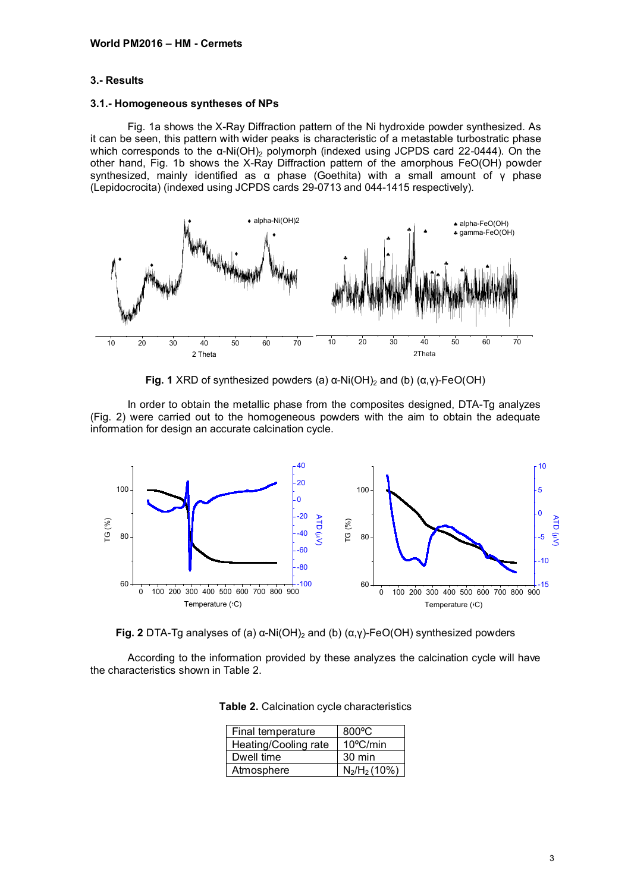## 3.- Results

### 3.1.- Homogeneous syntheses of NPs

Fig. 1a shows the X-Ray Diffraction pattern of the Ni hydroxide powder synthesized. As it can be seen, this pattern with wider peaks is characteristic of a metastable turbostratic phase which corresponds to the α-$Ni(OH)_2$ polymorph (indexed using JCPDS card 22-0444). On the other hand, Fig. 1b shows the X-Ray Diffraction pattern of the amorphous FeO(OH) powder synthesized, mainly identified as α phase (Goethita) with a small amount of γ phase (Lepidocrocita) (indexed using JCPDS cards 29-0713 and 044-1415 respectively).

**Fig. 1** XRD of synthesized powders (a) α-$Ni(OH)_2$ and (b) (α,γ)-FeO(OH)

In order to obtain the metallic phase from the composites designed, DTA-Tg analyzes (Fig. 2) were carried out to the homogeneous powders with the aim to obtain the adequate information for design an accurate calcination cycle.

**Fig. 2** DTA-Tg analyses of (a) α-$Ni(OH)_2$ and (b) (α,γ)-FeO(OH) synthesized powders

According to the information provided by these analyzes the calcination cycle will have the characteristics shown in Table 2.

**Table 2.** Calcination cycle characteristics

| Final temperature | 800ºC |
|---|---|
| Heating/Cooling rate | 10ºC/min |
| Dwell time | 30 min |
| Atmosphere | $N_2/H_2$ (10%) |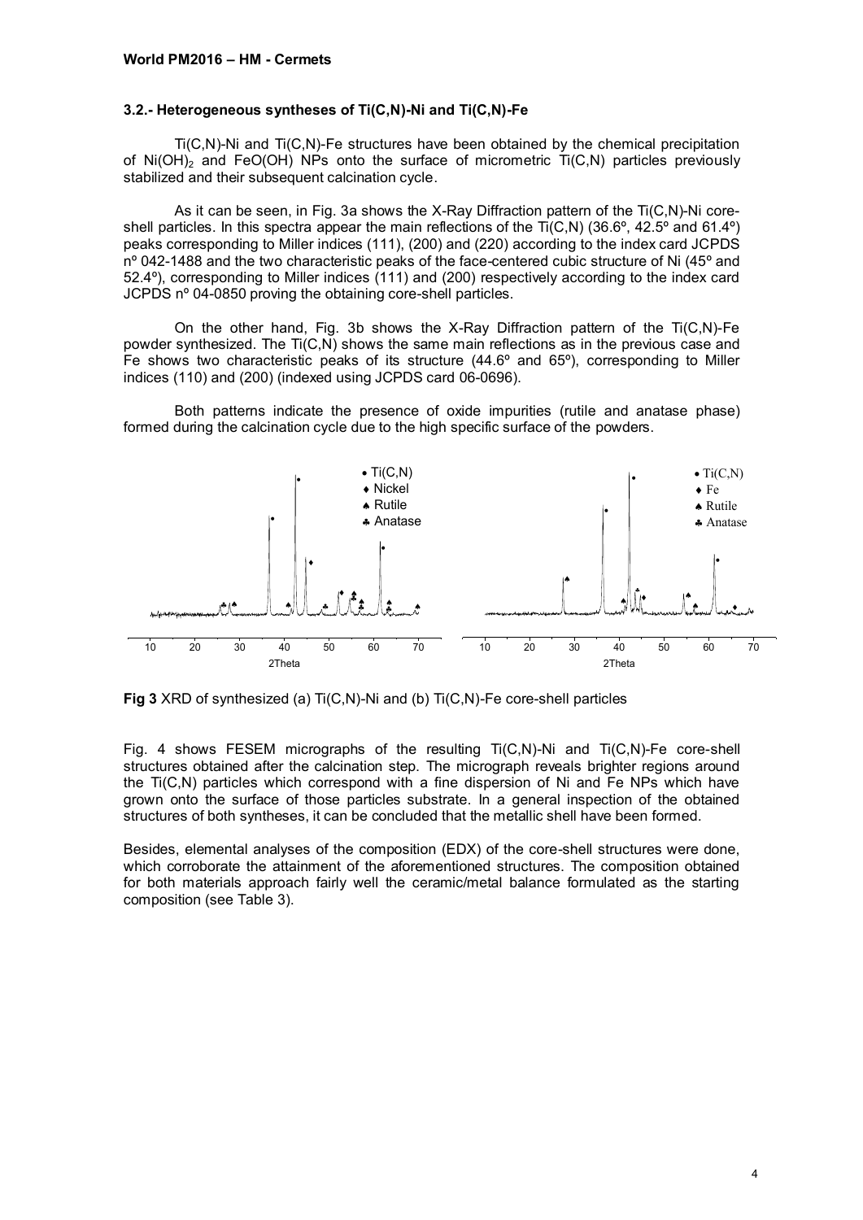### 3.2.- Heterogeneous syntheses of Ti(C,N)-Ni and Ti(C,N)-Fe

Ti(C,N)-Ni and Ti(C,N)-Fe structures have been obtained by the chemical precipitation of $Ni(OH)_2$ and FeO(OH) NPs onto the surface of micrometric Ti(C,N) particles previously stabilized and their subsequent calcination cycle.

As it can be seen, in Fig. 3a shows the X-Ray Diffraction pattern of the Ti(C,N)-Ni core-shell particles. In this spectra appear the main reflections of the Ti(C,N) (36.6º, 42.5º and 61.4º) peaks corresponding to Miller indices (111), (200) and (220) according to the index card JCPDS nº 042-1488 and the two characteristic peaks of the face-centered cubic structure of Ni (45º and 52.4º), corresponding to Miller indices (111) and (200) respectively according to the index card JCPDS nº 04-0850 proving the obtaining core-shell particles.

On the other hand, Fig. 3b shows the X-Ray Diffraction pattern of the Ti(C,N)-Fe powder synthesized. The Ti(C,N) shows the same main reflections as in the previous case and Fe shows two characteristic peaks of its structure (44.6º and 65º), corresponding to Miller indices (110) and (200) (indexed using JCPDS card 06-0696).

Both patterns indicate the presence of oxide impurities (rutile and anatase phase) formed during the calcination cycle due to the high specific surface of the powders.

**Fig 3** XRD of synthesized (a) Ti(C,N)-Ni and (b) Ti(C,N)-Fe core-shell particles

Fig. 4 shows FESEM micrographs of the resulting Ti(C,N)-Ni and Ti(C,N)-Fe core-shell structures obtained after the calcination step. The micrograph reveals brighter regions around the Ti(C,N) particles which correspond with a fine dispersion of Ni and Fe NPs which have grown onto the surface of those particles substrate. In a general inspection of the obtained structures of both syntheses, it can be concluded that the metallic shell have been formed.

Besides, elemental analyses of the composition (EDX) of the core-shell structures were done, which corroborate the attainment of the aforementioned structures. The composition obtained for both materials approach fairly well the ceramic/metal balance formulated as the starting composition (see Table 3).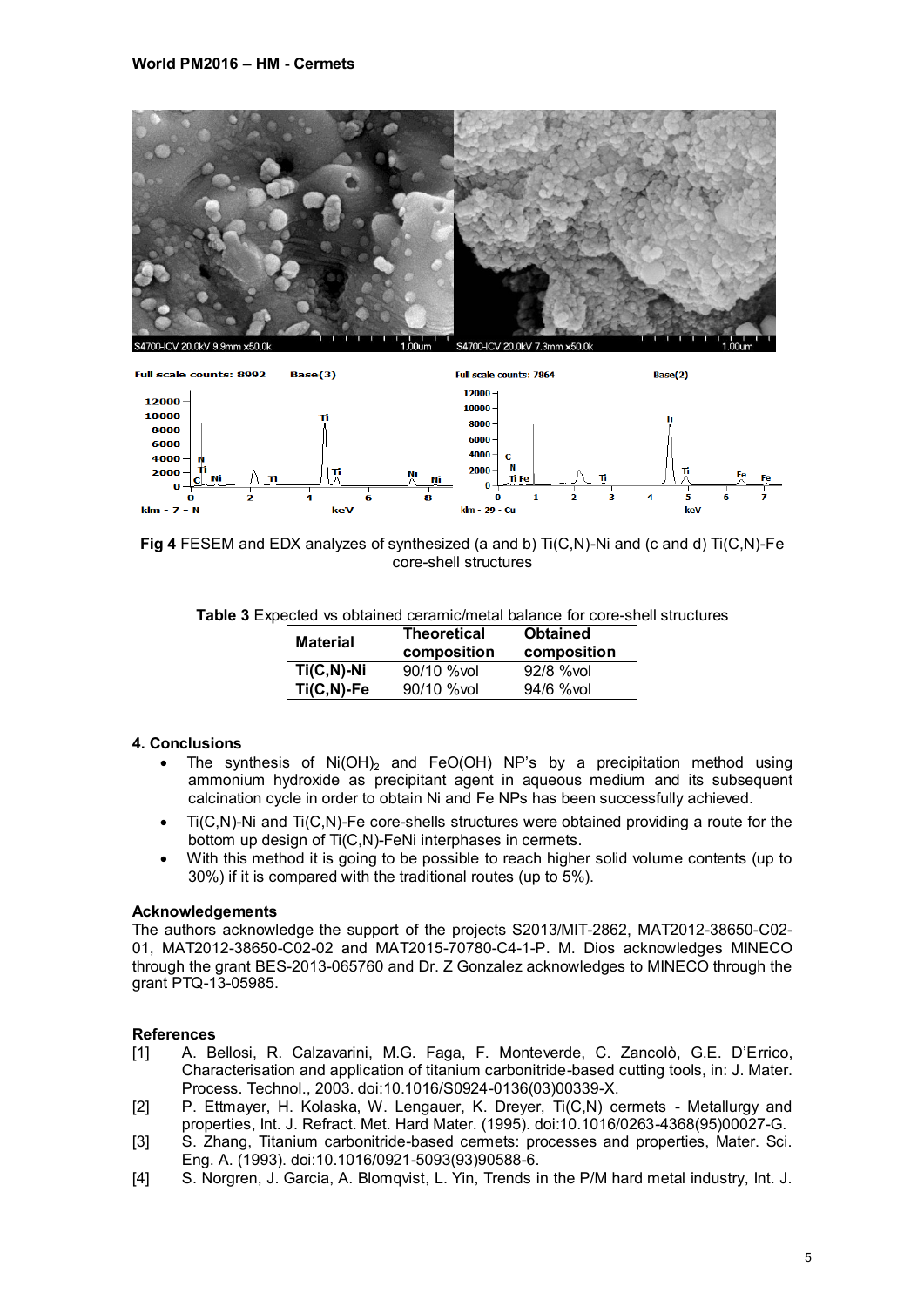Fig 4 FESEM and EDX analyzes of synthesized (a and b) Ti(C,N)-Ni and (c and d) Ti(C,N)-Fe core-shell structures

**Table 3** Expected vs obtained ceramic/metal balance for core-shell structures

| Material | Theoretical composition | Obtained composition |
|---|---|---|
| **Ti(C,N)-Ni** | 90/10 %vol | 92/8 %vol |
| **Ti(C,N)-Fe** | 90/10 %vol | 94/6 %vol |

## 4. Conclusions

- The synthesis of $Ni(OH)_2$ and FeO(OH) NP's by a precipitation method using ammonium hydroxide as precipitant agent in aqueous medium and its subsequent calcination cycle in order to obtain Ni and Fe NPs has been successfully achieved.
- Ti(C,N)-Ni and Ti(C,N)-Fe core-shells structures were obtained providing a route for the bottom up design of Ti(C,N)-FeNi interphases in cermets.
- With this method it is going to be possible to reach higher solid volume contents (up to 30%) if it is compared with the traditional routes (up to 5%).

## Acknowledgements

The authors acknowledge the support of the projects S2013/MIT-2862, MAT2012-38650-C02-01, MAT2012-38650-C02-02 and MAT2015-70780-C4-1-P. M. Dios acknowledges MINECO through the grant BES-2013-065760 and Dr. Z Gonzalez acknowledges to MINECO through the grant PTQ-13-05985.

## References

[1] A. Bellosi, R. Calzavarini, M.G. Faga, F. Monteverde, C. Zancolò, G.E. D'Errico, Characterisation and application of titanium carbonitride-based cutting tools, in: J. Mater. Process. Technol., 2003. doi:10.1016/S0924-0136(03)00339-X.

[2] P. Ettmayer, H. Kolaska, W. Lengauer, K. Dreyer, Ti(C,N) cermets - Metallurgy and properties, Int. J. Refract. Met. Hard Mater. (1995). doi:10.1016/0263-4368(95)00027-G.

[3] S. Zhang, Titanium carbonitride-based cermets: processes and properties, Mater. Sci. Eng. A. (1993). doi:10.1016/0921-5093(93)90588-6.

[4] S. Norgren, J. Garcia, A. Blomqvist, L. Yin, Trends in the P/M hard metal industry, Int. J.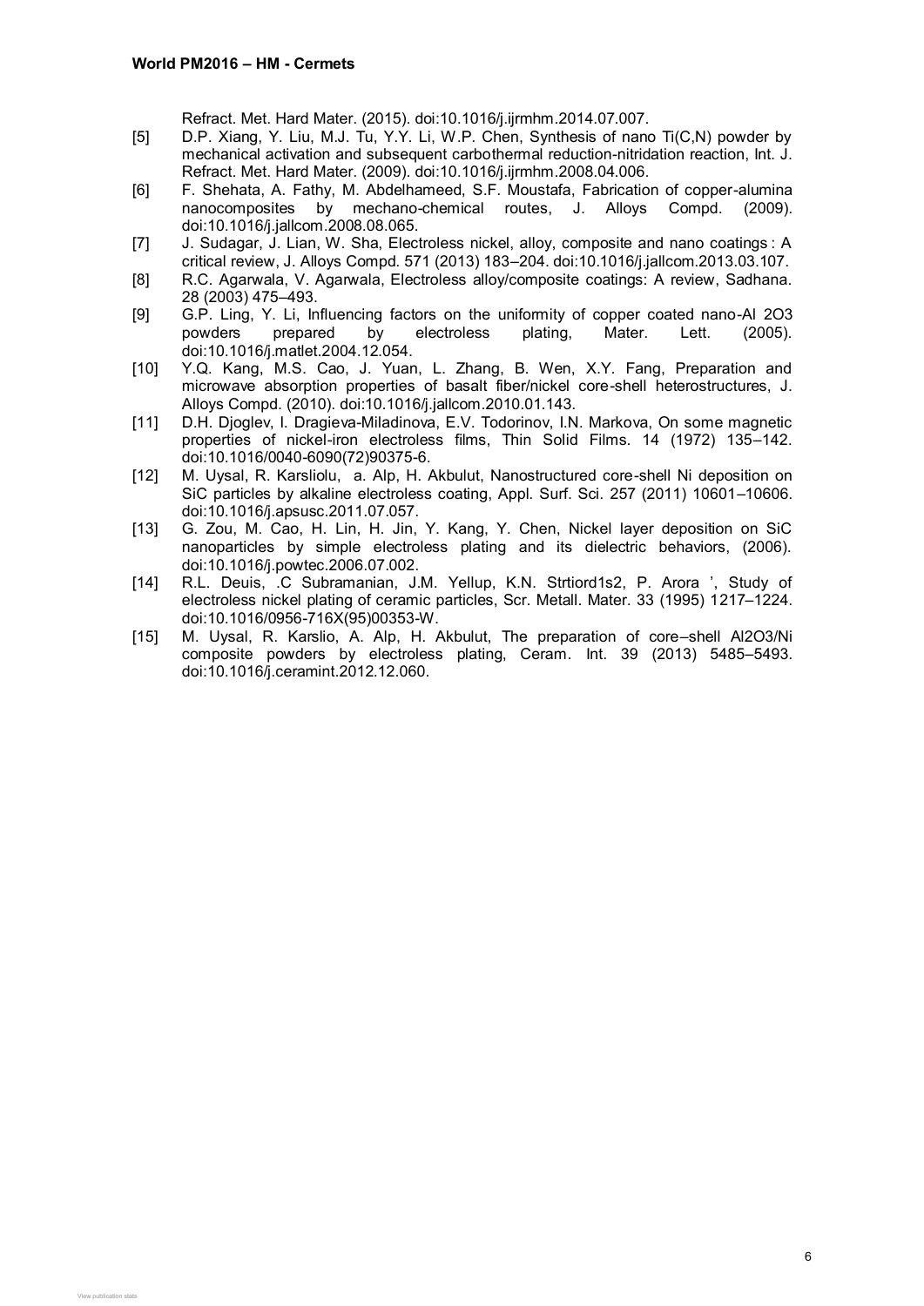Refract. Met. Hard Mater. (2015). doi:10.1016/j.ijrmhm.2014.07.007.

[5] D.P. Xiang, Y. Liu, M.J. Tu, Y.Y. Li, W.P. Chen, Synthesis of nano Ti(C,N) powder by mechanical activation and subsequent carbothermal reduction-nitridation reaction, Int. J. Refract. Met. Hard Mater. (2009). doi:10.1016/j.ijrmhm.2008.04.006.

[6] F. Shehata, A. Fathy, M. Abdelhameed, S.F. Moustafa, Fabrication of copper-alumina nanocomposites by mechano-chemical routes, J. Alloys Compd. (2009). doi:10.1016/j.jallcom.2008.08.065.

[7] J. Sudagar, J. Lian, W. Sha, Electroless nickel, alloy, composite and nano coatings : A critical review, J. Alloys Compd. 571 (2013) 183–204. doi:10.1016/j.jallcom.2013.03.107.

[8] R.C. Agarwala, V. Agarwala, Electroless alloy/composite coatings: A review, Sadhana. 28 (2003) 475–493.

[9] G.P. Ling, Y. Li, Influencing factors on the uniformity of copper coated nano-Al 2O3 powders prepared by electroless plating, Mater. Lett. (2005). doi:10.1016/j.matlet.2004.12.054.

[10] Y.Q. Kang, M.S. Cao, J. Yuan, L. Zhang, B. Wen, X.Y. Fang, Preparation and microwave absorption properties of basalt fiber/nickel core-shell heterostructures, J. Alloys Compd. (2010). doi:10.1016/j.jallcom.2010.01.143.

[11] D.H. Djoglev, I. Dragieva-Miladinova, E.V. Todorinov, I.N. Markova, On some magnetic properties of nickel-iron electroless films, Thin Solid Films. 14 (1972) 135–142. doi:10.1016/0040-6090(72)90375-6.

[12] M. Uysal, R. Karsliolu, a. Alp, H. Akbulut, Nanostructured core-shell Ni deposition on SiC particles by alkaline electroless coating, Appl. Surf. Sci. 257 (2011) 10601–10606. doi:10.1016/j.apsusc.2011.07.057.

[13] G. Zou, M. Cao, H. Lin, H. Jin, Y. Kang, Y. Chen, Nickel layer deposition on SiC nanoparticles by simple electroless plating and its dielectric behaviors, (2006). doi:10.1016/j.powtec.2006.07.002.

[14] R.L. Deuis, .C Subramanian, J.M. Yellup, K.N. Strtiord1s2, P. Arora ', Study of electroless nickel plating of ceramic particles, Scr. Metall. Mater. 33 (1995) 1217–1224. doi:10.1016/0956-716X(95)00353-W.

[15] M. Uysal, R. Karslio, A. Alp, H. Akbulut, The preparation of core–shell Al2O3/Ni composite powders by electroless plating, Ceram. Int. 39 (2013) 5485–5493. doi:10.1016/j.ceramint.2012.12.060.